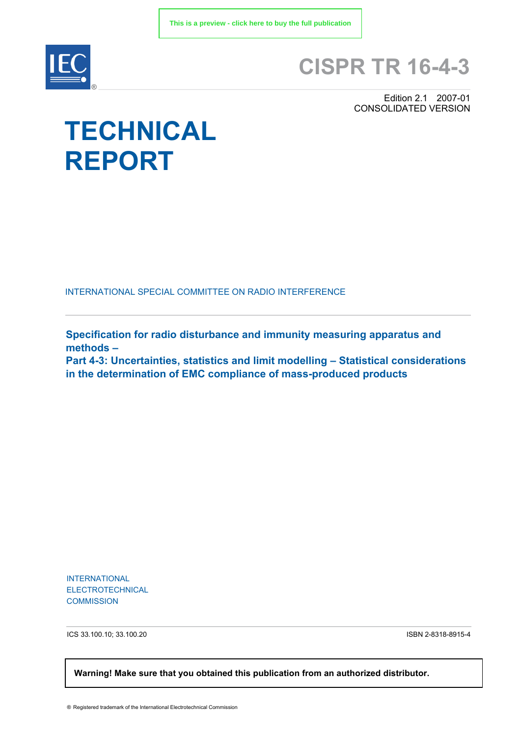This is a preview - click here to buy the full publication

# CISPR TR 16-4-3

Edition 2.1 2007-01
CONSOLIDATED VERSION

# TECHNICAL REPORT

INTERNATIONAL SPECIAL COMMITTEE ON RADIO INTERFERENCE

## Specification for radio disturbance and immunity measuring apparatus and methods – Part 4-3: Uncertainties, statistics and limit modelling – Statistical considerations in the determination of EMC compliance of mass-produced products

INTERNATIONAL ELECTROTECHNICAL COMMISSION

ICS 33.100.10; 33.100.20

ISBN 2-8318-8915-4

**Warning! Make sure that you obtained this publication from an authorized distributor.**

® Registered trademark of the International Electrotechnical Commission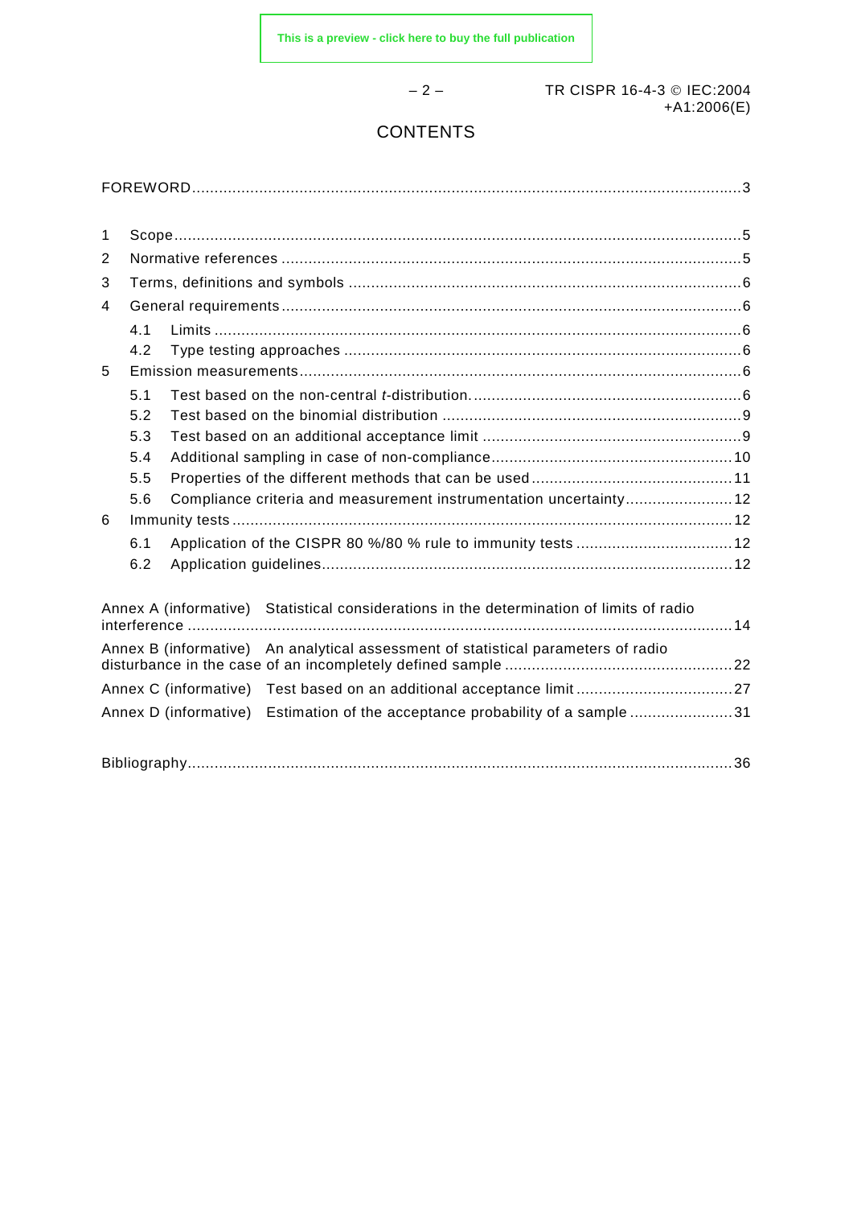# CONTENTS

FOREWORD .......... 3

1 Scope .......... 5
2 Normative references .......... 5
3 Terms, definitions and symbols .......... 6
4 General requirements .......... 6
  4.1 Limits .......... 6
  4.2 Type testing approaches .......... 6
5 Emission measurements .......... 6
  5.1 Test based on the non-central *t*-distribution .......... 6
  5.2 Test based on the binomial distribution .......... 9
  5.3 Test based on an additional acceptance limit .......... 9
  5.4 Additional sampling in case of non-compliance .......... 10
  5.5 Properties of the different methods that can be used .......... 11
  5.6 Compliance criteria and measurement instrumentation uncertainty .......... 12
6 Immunity tests .......... 12
  6.1 Application of the CISPR 80 %/80 % rule to immunity tests .......... 12
  6.2 Application guidelines .......... 12

Annex A (informative) Statistical considerations in the determination of limits of radio interference .......... 14
Annex B (informative) An analytical assessment of statistical parameters of radio disturbance in the case of an incompletely defined sample .......... 22
Annex C (informative) Test based on an additional acceptance limit .......... 27
Annex D (informative) Estimation of the acceptance probability of a sample .......... 31

Bibliography .......... 36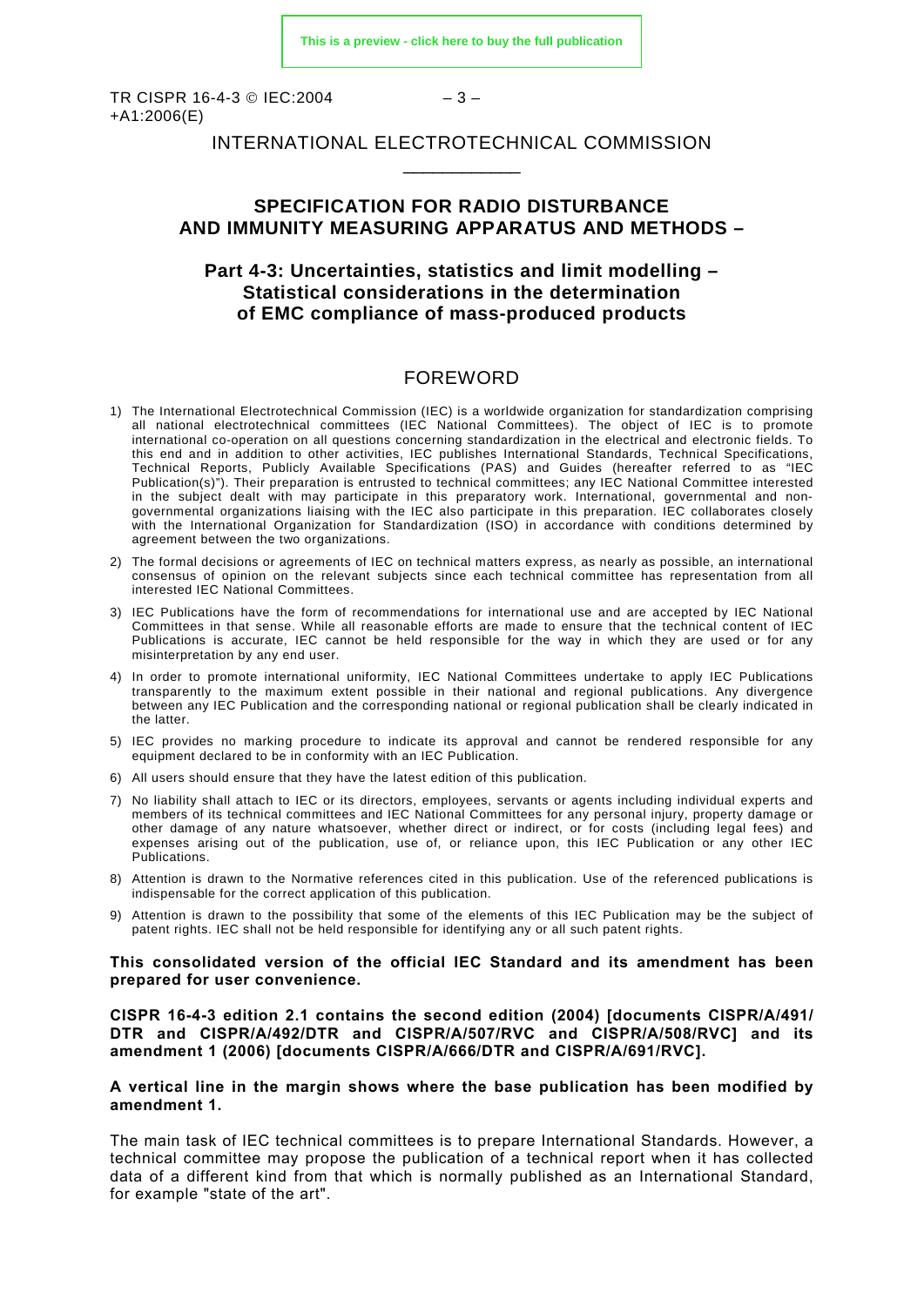INTERNATIONAL ELECTROTECHNICAL COMMISSION

___________

# SPECIFICATION FOR RADIO DISTURBANCE AND IMMUNITY MEASURING APPARATUS AND METHODS –

## Part 4-3: Uncertainties, statistics and limit modelling – Statistical considerations in the determination of EMC compliance of mass-produced products

## FOREWORD

1) The International Electrotechnical Commission (IEC) is a worldwide organization for standardization comprising all national electrotechnical committees (IEC National Committees). The object of IEC is to promote international co-operation on all questions concerning standardization in the electrical and electronic fields. To this end and in addition to other activities, IEC publishes International Standards, Technical Specifications, Technical Reports, Publicly Available Specifications (PAS) and Guides (hereafter referred to as "IEC Publication(s)"). Their preparation is entrusted to technical committees; any IEC National Committee interested in the subject dealt with may participate in this preparatory work. International, governmental and non-governmental organizations liaising with the IEC also participate in this preparation. IEC collaborates closely with the International Organization for Standardization (ISO) in accordance with conditions determined by agreement between the two organizations.
2) The formal decisions or agreements of IEC on technical matters express, as nearly as possible, an international consensus of opinion on the relevant subjects since each technical committee has representation from all interested IEC National Committees.
3) IEC Publications have the form of recommendations for international use and are accepted by IEC National Committees in that sense. While all reasonable efforts are made to ensure that the technical content of IEC Publications is accurate, IEC cannot be held responsible for the way in which they are used or for any misinterpretation by any end user.
4) In order to promote international uniformity, IEC National Committees undertake to apply IEC Publications transparently to the maximum extent possible in their national and regional publications. Any divergence between any IEC Publication and the corresponding national or regional publication shall be clearly indicated in the latter.
5) IEC provides no marking procedure to indicate its approval and cannot be rendered responsible for any equipment declared to be in conformity with an IEC Publication.
6) All users should ensure that they have the latest edition of this publication.
7) No liability shall attach to IEC or its directors, employees, servants or agents including individual experts and members of its technical committees and IEC National Committees for any personal injury, property damage or other damage of any nature whatsoever, whether direct or indirect, or for costs (including legal fees) and expenses arising out of the publication, use of, or reliance upon, this IEC Publication or any other IEC Publications.
8) Attention is drawn to the Normative references cited in this publication. Use of the referenced publications is indispensable for the correct application of this publication.
9) Attention is drawn to the possibility that some of the elements of this IEC Publication may be the subject of patent rights. IEC shall not be held responsible for identifying any or all such patent rights.

**This consolidated version of the official IEC Standard and its amendment has been prepared for user convenience.**

**CISPR 16-4-3 edition 2.1 contains the second edition (2004) [documents CISPR/A/491/DTR and CISPR/A/492/DTR and CISPR/A/507/RVC and CISPR/A/508/RVC] and its amendment 1 (2006) [documents CISPR/A/666/DTR and CISPR/A/691/RVC].**

**A vertical line in the margin shows where the base publication has been modified by amendment 1.**

The main task of IEC technical committees is to prepare International Standards. However, a technical committee may propose the publication of a technical report when it has collected data of a different kind from that which is normally published as an International Standard, for example "state of the art".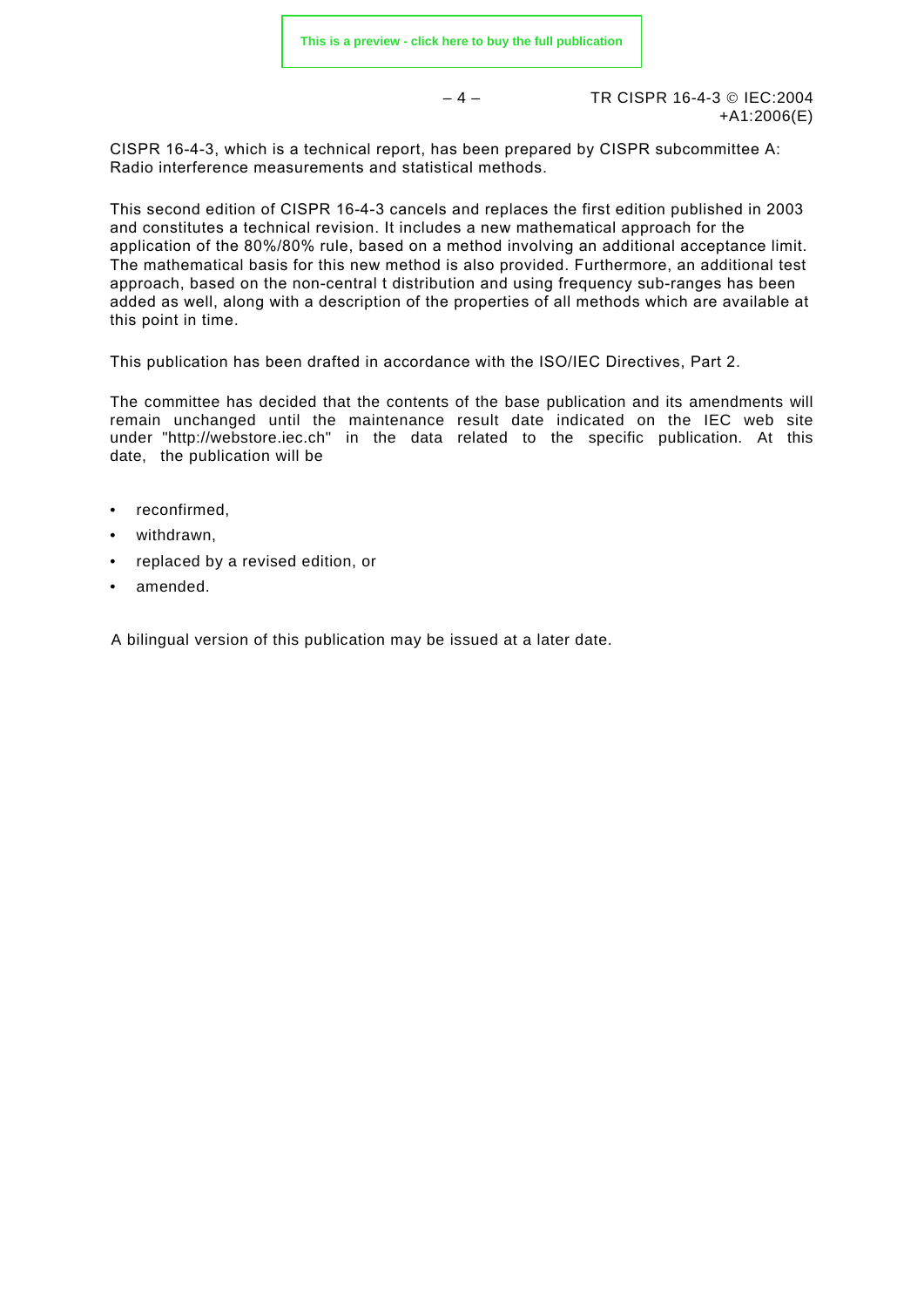CISPR 16-4-3, which is a technical report, has been prepared by CISPR subcommittee A: Radio interference measurements and statistical methods.

This second edition of CISPR 16-4-3 cancels and replaces the first edition published in 2003 and constitutes a technical revision. It includes a new mathematical approach for the application of the 80%/80% rule, based on a method involving an additional acceptance limit. The mathematical basis for this new method is also provided. Furthermore, an additional test approach, based on the non-central t distribution and using frequency sub-ranges has been added as well, along with a description of the properties of all methods which are available at this point in time.

This publication has been drafted in accordance with the ISO/IEC Directives, Part 2.

The committee has decided that the contents of the base publication and its amendments will remain unchanged until the maintenance result date indicated on the IEC web site under "http://webstore.iec.ch" in the data related to the specific publication. At this date, the publication will be

- reconfirmed,
- withdrawn,
- replaced by a revised edition, or
- amended.

A bilingual version of this publication may be issued at a later date.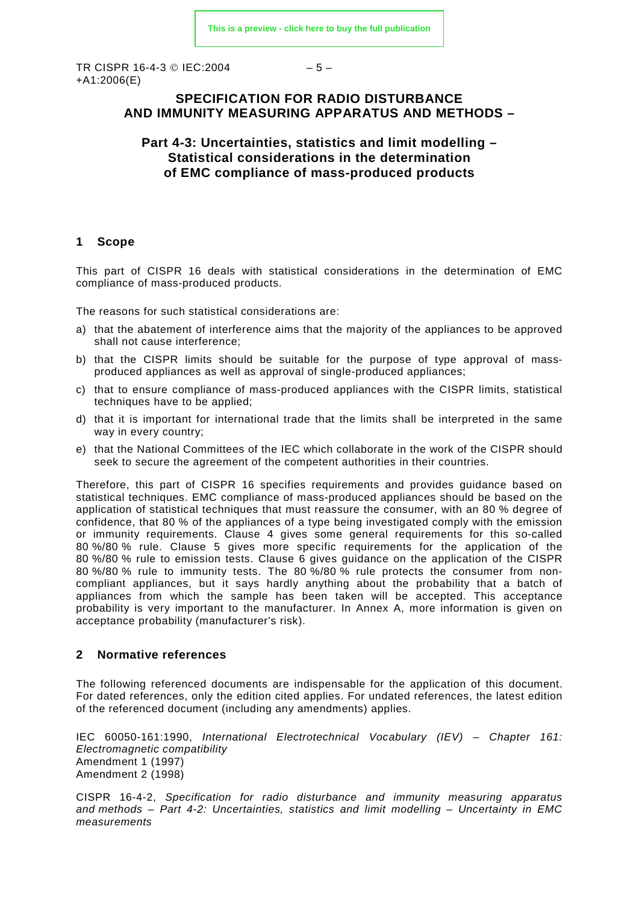# SPECIFICATION FOR RADIO DISTURBANCE AND IMMUNITY MEASURING APPARATUS AND METHODS –

## Part 4-3: Uncertainties, statistics and limit modelling – Statistical considerations in the determination of EMC compliance of mass-produced products

## 1 Scope

This part of CISPR 16 deals with statistical considerations in the determination of EMC compliance of mass-produced products.

The reasons for such statistical considerations are:

a) that the abatement of interference aims that the majority of the appliances to be approved shall not cause interference;
b) that the CISPR limits should be suitable for the purpose of type approval of mass-produced appliances as well as approval of single-produced appliances;
c) that to ensure compliance of mass-produced appliances with the CISPR limits, statistical techniques have to be applied;
d) that it is important for international trade that the limits shall be interpreted in the same way in every country;
e) that the National Committees of the IEC which collaborate in the work of the CISPR should seek to secure the agreement of the competent authorities in their countries.

Therefore, this part of CISPR 16 specifies requirements and provides guidance based on statistical techniques. EMC compliance of mass-produced appliances should be based on the application of statistical techniques that must reassure the consumer, with an 80 % degree of confidence, that 80 % of the appliances of a type being investigated comply with the emission or immunity requirements. Clause 4 gives some general requirements for this so-called 80 %/80 % rule. Clause 5 gives more specific requirements for the application of the 80 %/80 % rule to emission tests. Clause 6 gives guidance on the application of the CISPR 80 %/80 % rule to immunity tests. The 80 %/80 % rule protects the consumer from non-compliant appliances, but it says hardly anything about the probability that a batch of appliances from which the sample has been taken will be accepted. This acceptance probability is very important to the manufacturer. In Annex A, more information is given on acceptance probability (manufacturer's risk).

## 2 Normative references

The following referenced documents are indispensable for the application of this document. For dated references, only the edition cited applies. For undated references, the latest edition of the referenced document (including any amendments) applies.

IEC 60050-161:1990, *International Electrotechnical Vocabulary (IEV) – Chapter 161: Electromagnetic compatibility*
Amendment 1 (1997)
Amendment 2 (1998)

CISPR 16-4-2, *Specification for radio disturbance and immunity measuring apparatus and methods – Part 4-2: Uncertainties, statistics and limit modelling – Uncertainty in EMC measurements*